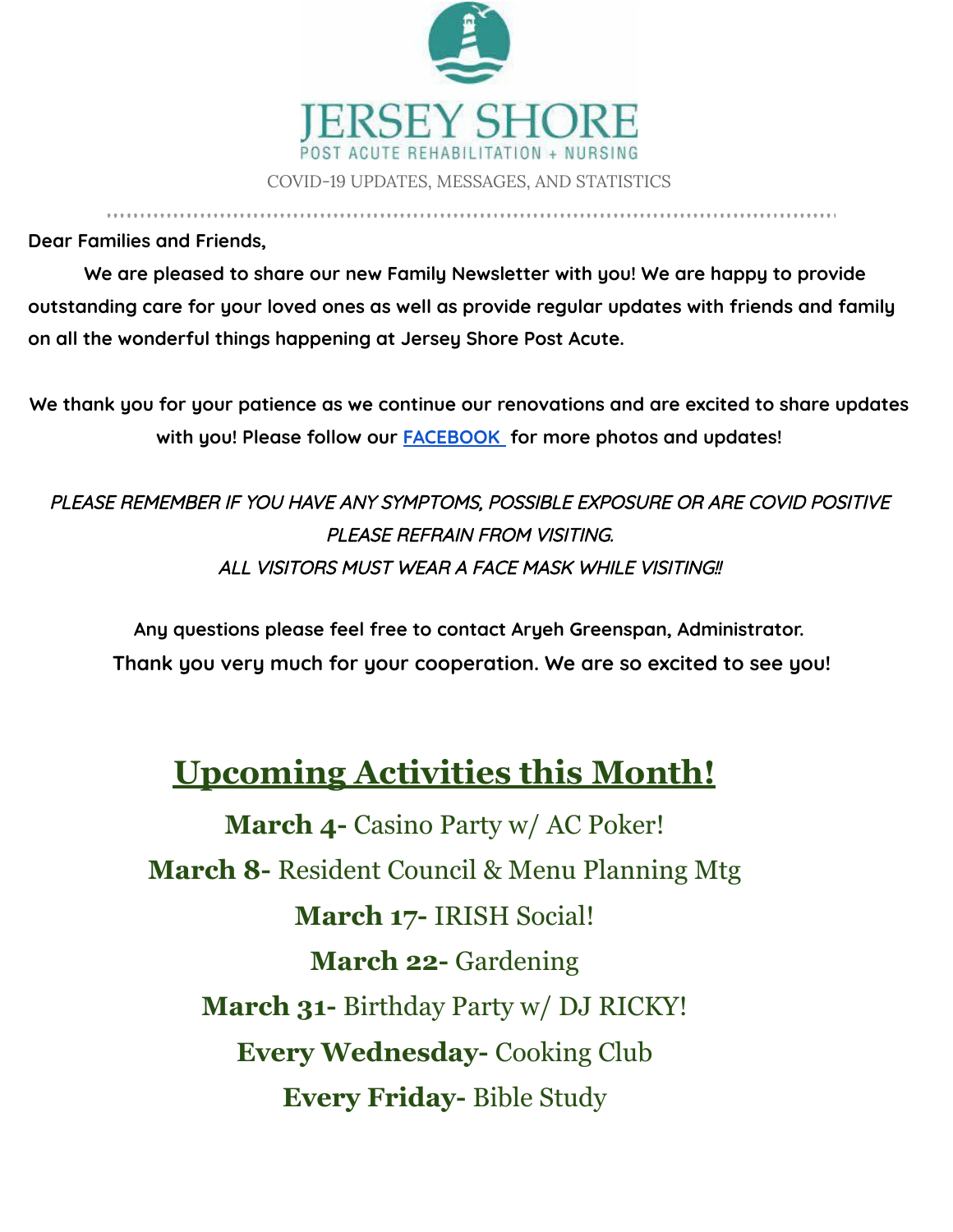# JERSEY SHORE

POST ACUTE REHABILITATION + NURSING

COVID-19 UPDATES, MESSAGES, AND STATISTICS

---

**Dear Families and Friends,**

**We are pleased to share our new Family Newsletter with you! We are happy to provide outstanding care for your loved ones as well as provide regular updates with friends and family on all the wonderful things happening at Jersey Shore Post Acute.**

**We thank you for your patience as we continue our renovations and are excited to share updates with you! Please follow our [FACEBOOK](FACEBOOK) for more photos and updates!**

*PLEASE REMEMBER IF YOU HAVE ANY SYMPTOMS, POSSIBLE EXPOSURE OR ARE COVID POSITIVE PLEASE REFRAIN FROM VISITING.*
*ALL VISITORS MUST WEAR A FACE MASK WHILE VISITING!!*

**Any questions please feel free to contact Aryeh Greenspan, Administrator.**
**Thank you very much for your cooperation. We are so excited to see you!**

## Upcoming Activities this Month!

**March 4-** Casino Party w/ AC Poker!

**March 8-** Resident Council & Menu Planning Mtg

**March 17-** IRISH Social!

**March 22-** Gardening

**March 31-** Birthday Party w/ DJ RICKY!

**Every Wednesday-** Cooking Club

**Every Friday-** Bible Study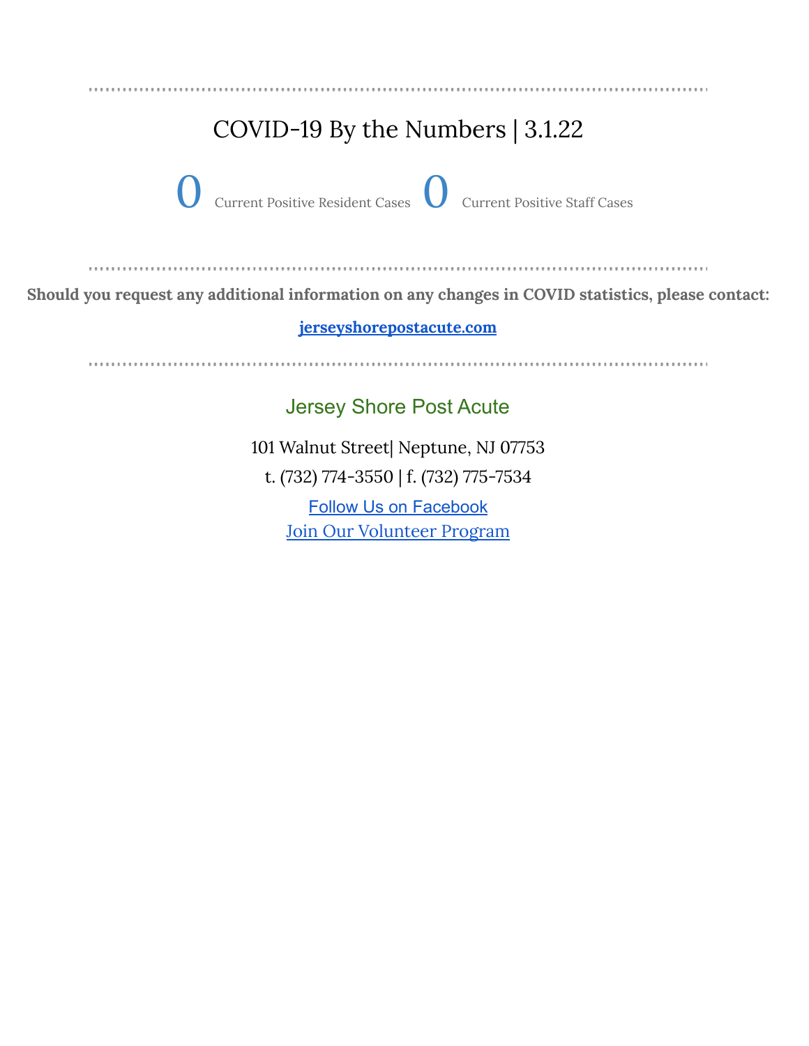---

## COVID-19 By the Numbers | 3.1.22

0 Current Positive Resident Cases 0 Current Positive Staff Cases

---

**Should you request any additional information on any changes in COVID statistics, please contact:**

**jerseyshorepostacute.com**

---

Jersey Shore Post Acute

101 Walnut Street| Neptune, NJ 07753

t. (732) 774-3550 | f. (732) 775-7534

Follow Us on Facebook

Join Our Volunteer Program